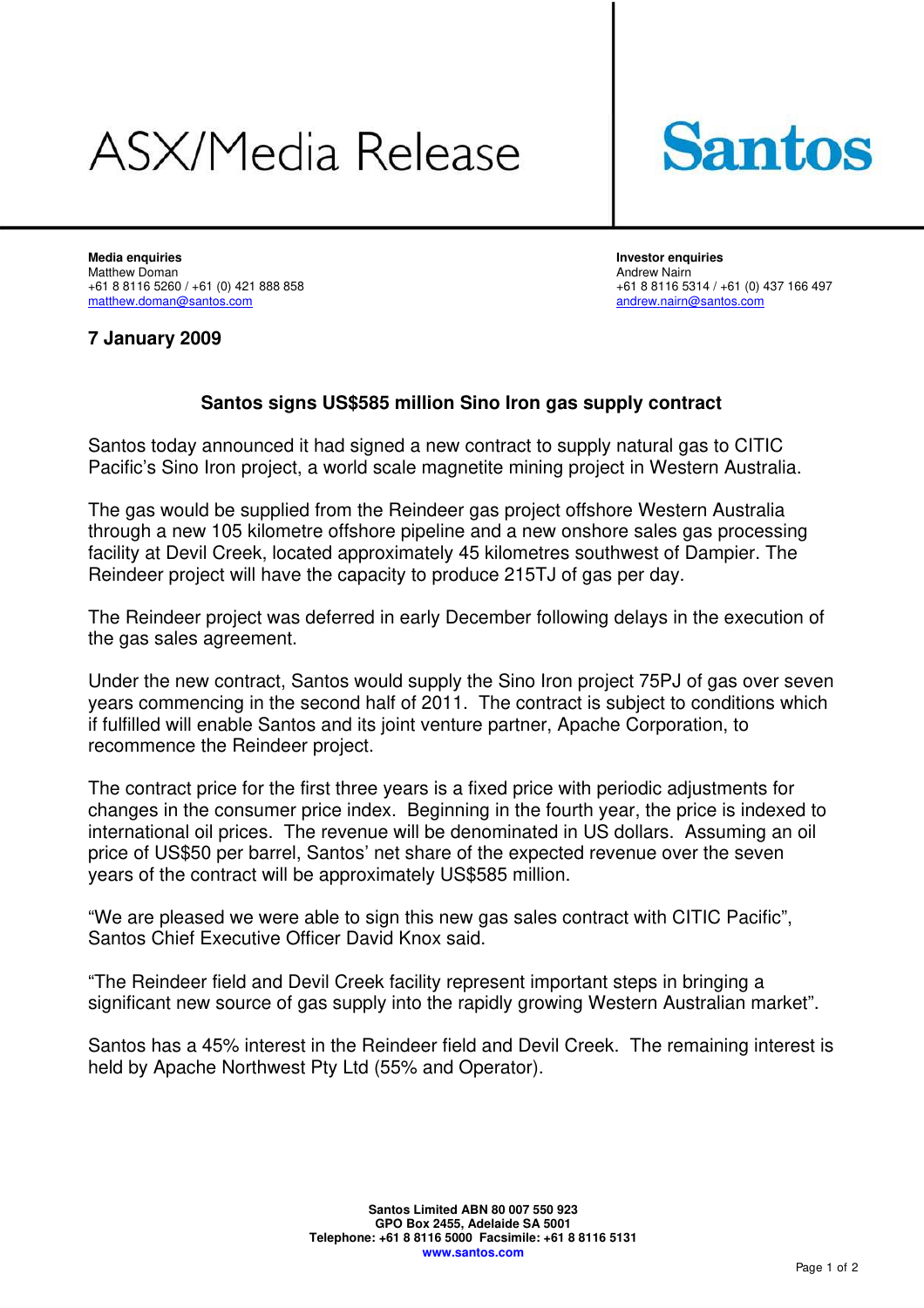# ASX/Media Release

**Santos**

**Media enquiries**
Matthew Doman
+61 8 8116 5260 / +61 (0) 421 888 858
matthew.doman@santos.com

**Investor enquiries**
Andrew Nairn
+61 8 8116 5314 / +61 (0) 437 166 497
andrew.nairn@santos.com

**7 January 2009**

## Santos signs US$585 million Sino Iron gas supply contract

Santos today announced it had signed a new contract to supply natural gas to CITIC Pacific's Sino Iron project, a world scale magnetite mining project in Western Australia.

The gas would be supplied from the Reindeer gas project offshore Western Australia through a new 105 kilometre offshore pipeline and a new onshore sales gas processing facility at Devil Creek, located approximately 45 kilometres southwest of Dampier. The Reindeer project will have the capacity to produce 215TJ of gas per day.

The Reindeer project was deferred in early December following delays in the execution of the gas sales agreement.

Under the new contract, Santos would supply the Sino Iron project 75PJ of gas over seven years commencing in the second half of 2011. The contract is subject to conditions which if fulfilled will enable Santos and its joint venture partner, Apache Corporation, to recommence the Reindeer project.

The contract price for the first three years is a fixed price with periodic adjustments for changes in the consumer price index. Beginning in the fourth year, the price is indexed to international oil prices. The revenue will be denominated in US dollars. Assuming an oil price of US$50 per barrel, Santos' net share of the expected revenue over the seven years of the contract will be approximately US$585 million.

"We are pleased we were able to sign this new gas sales contract with CITIC Pacific", Santos Chief Executive Officer David Knox said.

"The Reindeer field and Devil Creek facility represent important steps in bringing a significant new source of gas supply into the rapidly growing Western Australian market".

Santos has a 45% interest in the Reindeer field and Devil Creek. The remaining interest is held by Apache Northwest Pty Ltd (55% and Operator).

**Santos Limited ABN 80 007 550 923**
**GPO Box 2455, Adelaide SA 5001**
**Telephone: +61 8 8116 5000 Facsimile: +61 8 8116 5131**
**www.santos.com**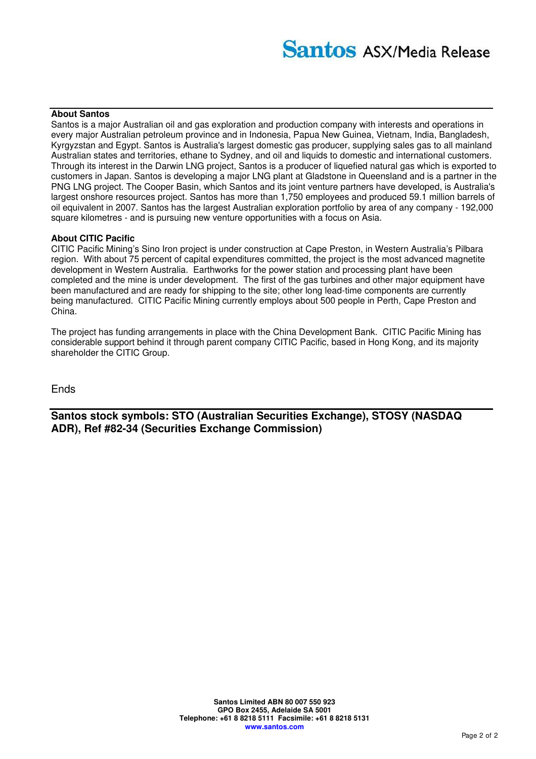### About Santos

Santos is a major Australian oil and gas exploration and production company with interests and operations in every major Australian petroleum province and in Indonesia, Papua New Guinea, Vietnam, India, Bangladesh, Kyrgyzstan and Egypt. Santos is Australia's largest domestic gas producer, supplying sales gas to all mainland Australian states and territories, ethane to Sydney, and oil and liquids to domestic and international customers. Through its interest in the Darwin LNG project, Santos is a producer of liquefied natural gas which is exported to customers in Japan. Santos is developing a major LNG plant at Gladstone in Queensland and is a partner in the PNG LNG project. The Cooper Basin, which Santos and its joint venture partners have developed, is Australia's largest onshore resources project. Santos has more than 1,750 employees and produced 59.1 million barrels of oil equivalent in 2007. Santos has the largest Australian exploration portfolio by area of any company - 192,000 square kilometres - and is pursuing new venture opportunities with a focus on Asia.

### About CITIC Pacific

CITIC Pacific Mining's Sino Iron project is under construction at Cape Preston, in Western Australia's Pilbara region. With about 75 percent of capital expenditures committed, the project is the most advanced magnetite development in Western Australia. Earthworks for the power station and processing plant have been completed and the mine is under development. The first of the gas turbines and other major equipment have been manufactured and are ready for shipping to the site; other long lead-time components are currently being manufactured. CITIC Pacific Mining currently employs about 500 people in Perth, Cape Preston and China.

The project has funding arrangements in place with the China Development Bank. CITIC Pacific Mining has considerable support behind it through parent company CITIC Pacific, based in Hong Kong, and its majority shareholder the CITIC Group.

Ends

**Santos stock symbols: STO (Australian Securities Exchange), STOSY (NASDAQ ADR), Ref #82-34 (Securities Exchange Commission)**

**Santos Limited ABN 80 007 550 923**
**GPO Box 2455, Adelaide SA 5001**
**Telephone: +61 8 8218 5111 Facsimile: +61 8 8218 5131**
**www.santos.com**